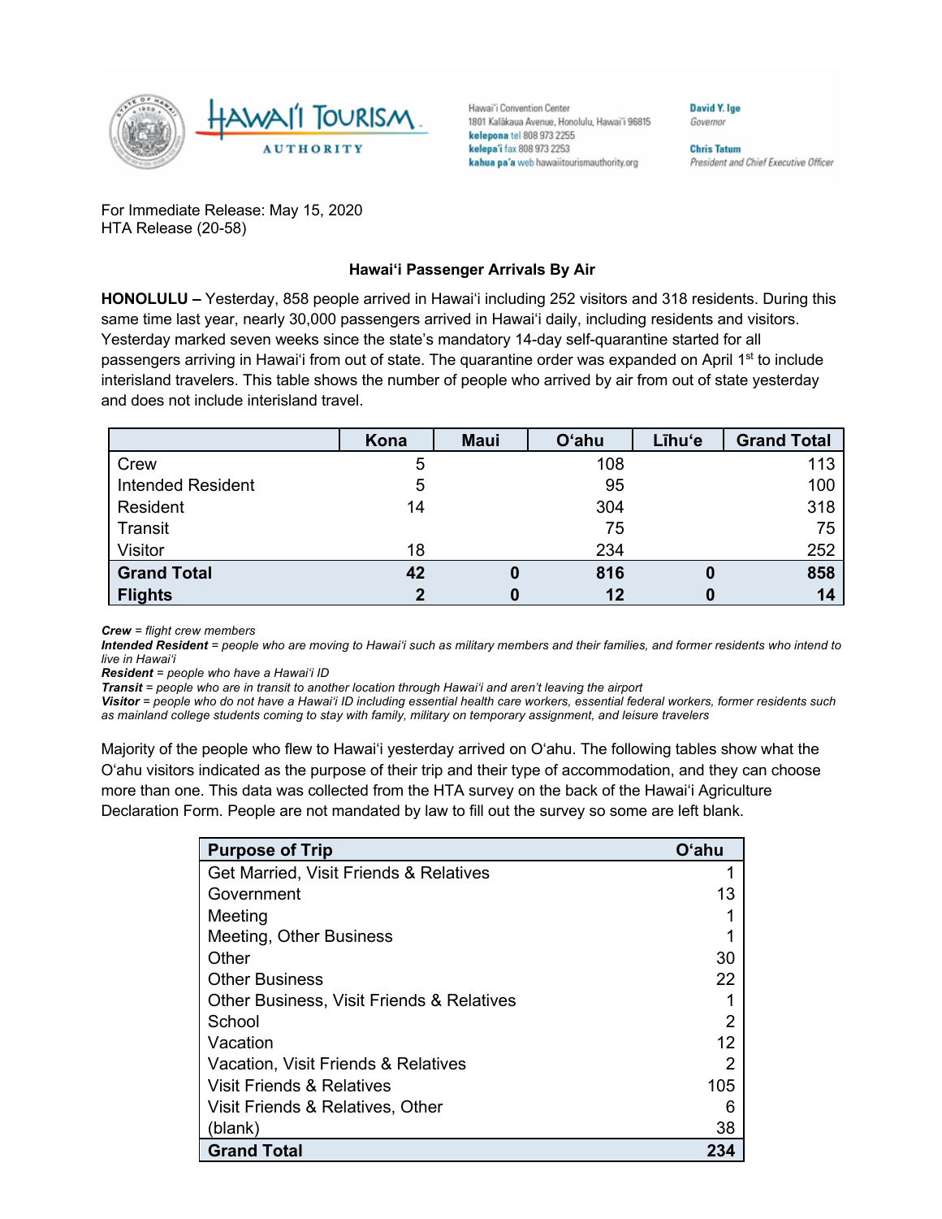Hawai'i Convention Center
1801 Kalākaua Avenue, Honolulu, Hawai'i 96815
kelepona tel 808 973 2255
kelepa'i fax 808 973 2253
kahua pa'a web hawaiitourismauthority.org

David Y. Ige
*Governor*

Chris Tatum
*President and Chief Executive Officer*

For Immediate Release: May 15, 2020
HTA Release (20-58)

**Hawai'i Passenger Arrivals By Air**

**HONOLULU –** Yesterday, 858 people arrived in Hawai'i including 252 visitors and 318 residents. During this same time last year, nearly 30,000 passengers arrived in Hawai'i daily, including residents and visitors. Yesterday marked seven weeks since the state's mandatory 14-day self-quarantine started for all passengers arriving in Hawai'i from out of state. The quarantine order was expanded on April 1st to include interisland travelers. This table shows the number of people who arrived by air from out of state yesterday and does not include interisland travel.

| | Kona | Maui | O'ahu | Līhu'e | Grand Total |
|---|---|---|---|---|---|
| Crew | 5 | | 108 | | 113 |
| Intended Resident | 5 | | 95 | | 100 |
| Resident | 14 | | 304 | | 318 |
| Transit | | | 75 | | 75 |
| Visitor | 18 | | 234 | | 252 |
| **Grand Total** | **42** | **0** | **816** | **0** | **858** |
| **Flights** | **2** | **0** | **12** | **0** | **14** |

***Crew*** *= flight crew members*
***Intended Resident*** *= people who are moving to Hawai'i such as military members and their families, and former residents who intend to live in Hawai'i*
***Resident*** *= people who have a Hawai'i ID*
***Transit*** *= people who are in transit to another location through Hawai'i and aren't leaving the airport*
***Visitor*** *= people who do not have a Hawai'i ID including essential health care workers, essential federal workers, former residents such as mainland college students coming to stay with family, military on temporary assignment, and leisure travelers*

Majority of the people who flew to Hawai'i yesterday arrived on O'ahu. The following tables show what the O'ahu visitors indicated as the purpose of their trip and their type of accommodation, and they can choose more than one. This data was collected from the HTA survey on the back of the Hawai'i Agriculture Declaration Form. People are not mandated by law to fill out the survey so some are left blank.

| Purpose of Trip | O'ahu |
|---|---|
| Get Married, Visit Friends & Relatives | 1 |
| Government | 13 |
| Meeting | 1 |
| Meeting, Other Business | 1 |
| Other | 30 |
| Other Business | 22 |
| Other Business, Visit Friends & Relatives | 1 |
| School | 2 |
| Vacation | 12 |
| Vacation, Visit Friends & Relatives | 2 |
| Visit Friends & Relatives | 105 |
| Visit Friends & Relatives, Other | 6 |
| (blank) | 38 |
| **Grand Total** | **234** |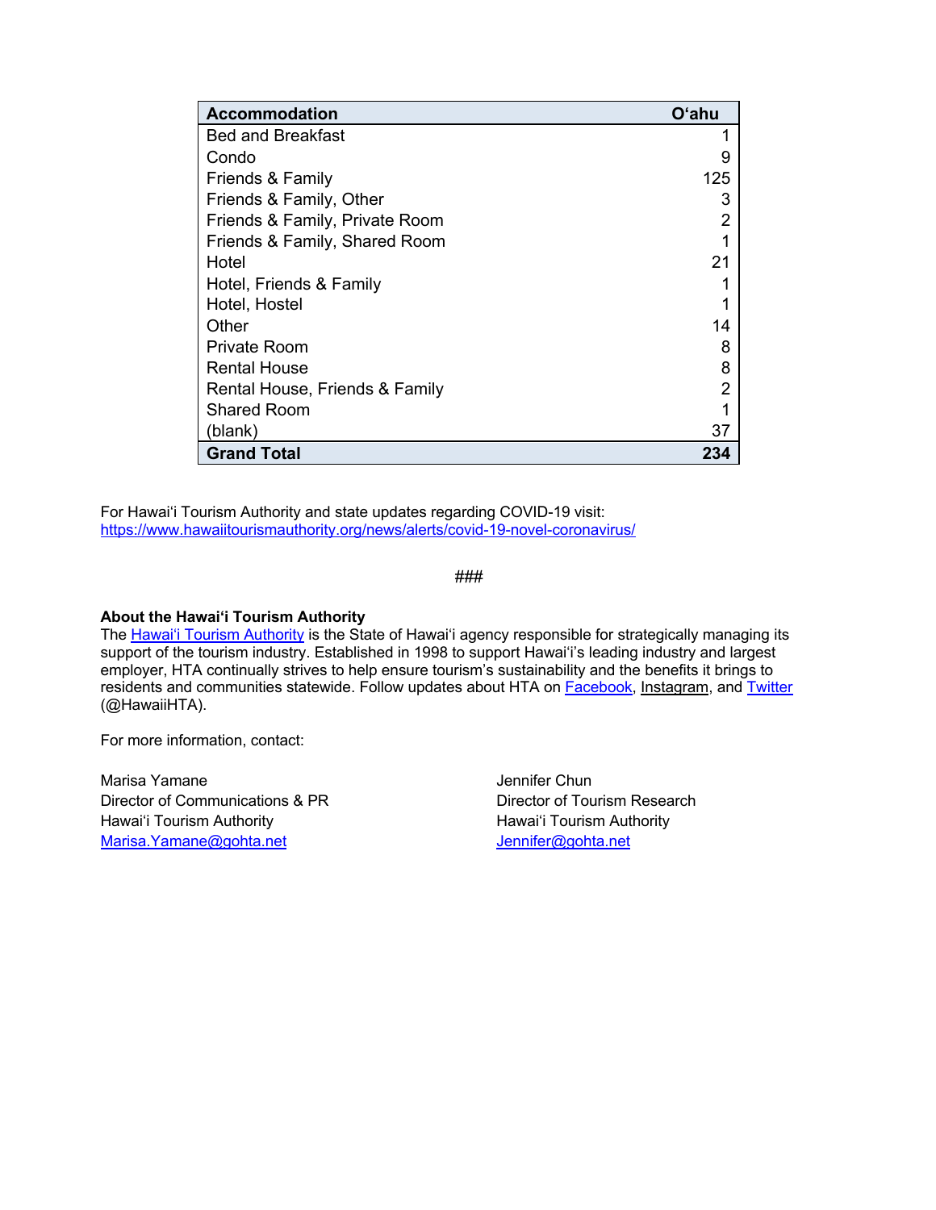| Accommodation | O‘ahu |
|---|---|
| Bed and Breakfast | 1 |
| Condo | 9 |
| Friends & Family | 125 |
| Friends & Family, Other | 3 |
| Friends & Family, Private Room | 2 |
| Friends & Family, Shared Room | 1 |
| Hotel | 21 |
| Hotel, Friends & Family | 1 |
| Hotel, Hostel | 1 |
| Other | 14 |
| Private Room | 8 |
| Rental House | 8 |
| Rental House, Friends & Family | 2 |
| Shared Room | 1 |
| (blank) | 37 |
| **Grand Total** | **234** |

For Hawai‘i Tourism Authority and state updates regarding COVID-19 visit:
https://www.hawaiitourismauthority.org/news/alerts/covid-19-novel-coronavirus/

###

**About the Hawai‘i Tourism Authority**
The Hawai‘i Tourism Authority is the State of Hawai‘i agency responsible for strategically managing its support of the tourism industry. Established in 1998 to support Hawai‘i's leading industry and largest employer, HTA continually strives to help ensure tourism's sustainability and the benefits it brings to residents and communities statewide. Follow updates about HTA on Facebook, Instagram, and Twitter (@HawaiiHTA).

For more information, contact:

Marisa Yamane
Director of Communications & PR
Hawai‘i Tourism Authority
Marisa.Yamane@gohta.net

Jennifer Chun
Director of Tourism Research
Hawai‘i Tourism Authority
Jennifer@gohta.net